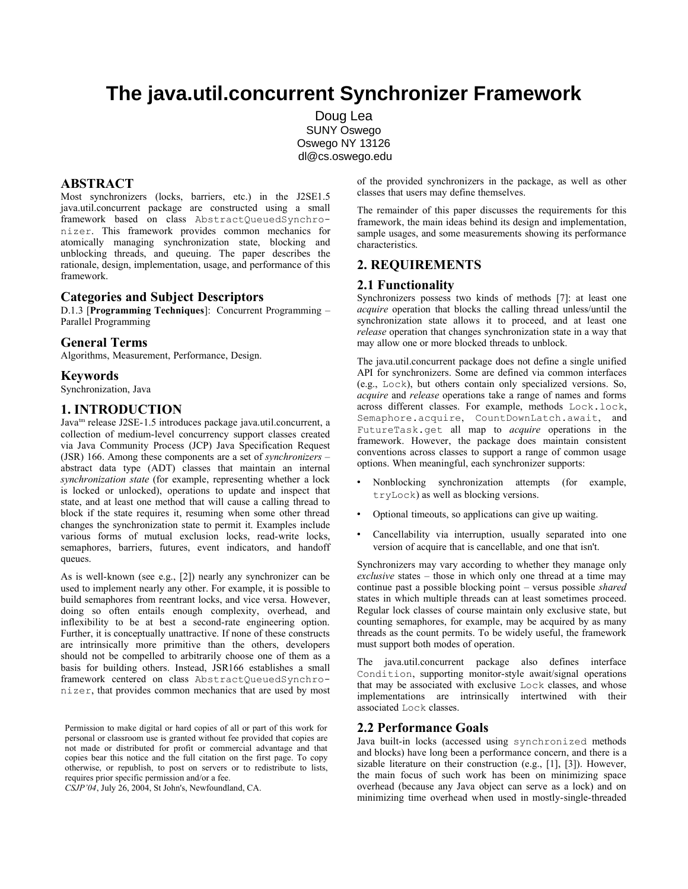# The java.util.concurrent Synchronizer Framework

Doug Lea
SUNY Oswego
Oswego NY 13126
dl@cs.oswego.edu

## ABSTRACT

Most synchronizers (locks, barriers, etc.) in the J2SE1.5 java.util.concurrent package are constructed using a small framework based on class `AbstractQueuedSynchronizer`. This framework provides common mechanics for atomically managing synchronization state, blocking and unblocking threads, and queuing. The paper describes the rationale, design, implementation, usage, and performance of this framework.

### Categories and Subject Descriptors

D.1.3 [**Programming Techniques**]: Concurrent Programming – Parallel Programming

### General Terms

Algorithms, Measurement, Performance, Design.

### Keywords

Synchronization, Java

## 1. INTRODUCTION

Java[tm] release J2SE-1.5 introduces package java.util.concurrent, a collection of medium-level concurrency support classes created via Java Community Process (JCP) Java Specification Request (JSR) 166. Among these components are a set of *synchronizers* – abstract data type (ADT) classes that maintain an internal *synchronization state* (for example, representing whether a lock is locked or unlocked), operations to update and inspect that state, and at least one method that will cause a calling thread to block if the state requires it, resuming when some other thread changes the synchronization state to permit it. Examples include various forms of mutual exclusion locks, read-write locks, semaphores, barriers, futures, event indicators, and handoff queues.

As is well-known (see e.g., [2]) nearly any synchronizer can be used to implement nearly any other. For example, it is possible to build semaphores from reentrant locks, and vice versa. However, doing so often entails enough complexity, overhead, and inflexibility to be at best a second-rate engineering option. Further, it is conceptually unattractive. If none of these constructs are intrinsically more primitive than the others, developers should not be compelled to arbitrarily choose one of them as a basis for building others. Instead, JSR166 establishes a small framework centered on class `AbstractQueuedSynchronizer`, that provides common mechanics that are used by most of the provided synchronizers in the package, as well as other classes that users may define themselves.

The remainder of this paper discusses the requirements for this framework, the main ideas behind its design and implementation, sample usages, and some measurements showing its performance characteristics.

Permission to make digital or hard copies of all or part of this work for personal or classroom use is granted without fee provided that copies are not made or distributed for profit or commercial advantage and that copies bear this notice and the full citation on the first page. To copy otherwise, or republish, to post on servers or to redistribute to lists, requires prior specific permission and/or a fee.
*CSJP'04*, July 26, 2004, St John's, Newfoundland, CA.

## 2. REQUIREMENTS

### 2.1 Functionality

Synchronizers possess two kinds of methods [7]: at least one *acquire* operation that blocks the calling thread unless/until the synchronization state allows it to proceed, and at least one *release* operation that changes synchronization state in a way that may allow one or more blocked threads to unblock.

The java.util.concurrent package does not define a single unified API for synchronizers. Some are defined via common interfaces (e.g., `Lock`), but others contain only specialized versions. So, *acquire* and *release* operations take a range of names and forms across different classes. For example, methods `Lock.lock`, `Semaphore.acquire`, `CountDownLatch.await`, and `FutureTask.get` all map to *acquire* operations in the framework. However, the package does maintain consistent conventions across classes to support a range of common usage options. When meaningful, each synchronizer supports:

- Nonblocking synchronization attempts (for example, `tryLock`) as well as blocking versions.
- Optional timeouts, so applications can give up waiting.
- Cancellability via interruption, usually separated into one version of acquire that is cancellable, and one that isn't.

Synchronizers may vary according to whether they manage only *exclusive* states – those in which only one thread at a time may continue past a possible blocking point – versus possible *shared* states in which multiple threads can at least sometimes proceed. Regular lock classes of course maintain only exclusive state, but counting semaphores, for example, may be acquired by as many threads as the count permits. To be widely useful, the framework must support both modes of operation.

The java.util.concurrent package also defines interface `Condition`, supporting monitor-style await/signal operations that may be associated with exclusive `Lock` classes, and whose implementations are intrinsically intertwined with their associated `Lock` classes.

### 2.2 Performance Goals

Java built-in locks (accessed using `synchronized` methods and blocks) have long been a performance concern, and there is a sizable literature on their construction (e.g., [1], [3]). However, the main focus of such work has been on minimizing space overhead (because any Java object can serve as a lock) and on minimizing time overhead when used in mostly-single-threaded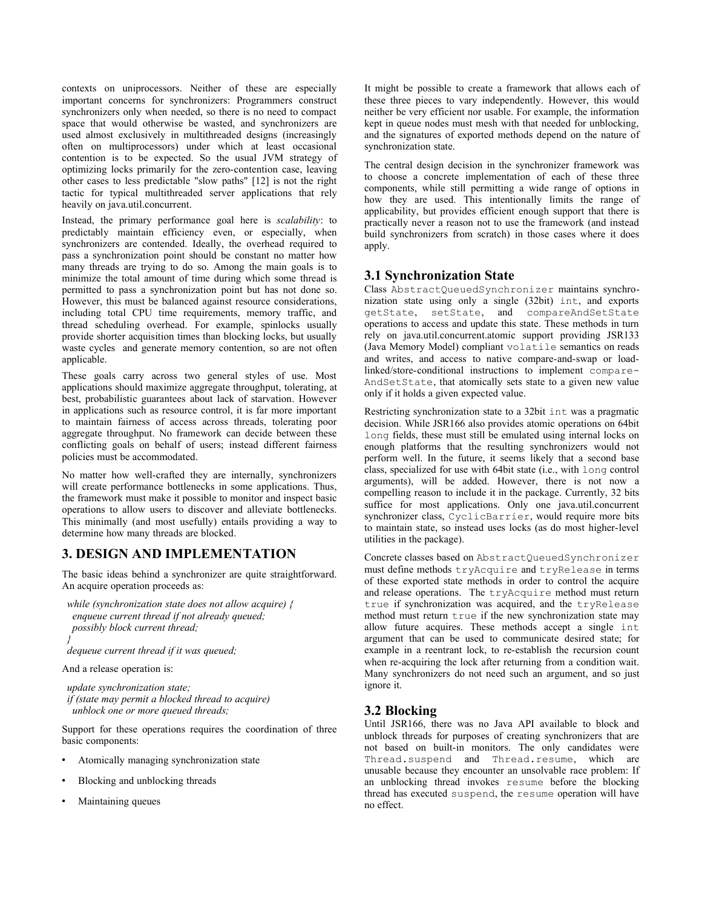contexts on uniprocessors. Neither of these are especially important concerns for synchronizers: Programmers construct synchronizers only when needed, so there is no need to compact space that would otherwise be wasted, and synchronizers are used almost exclusively in multithreaded designs (increasingly often on multiprocessors) under which at least occasional contention is to be expected. So the usual JVM strategy of optimizing locks primarily for the zero-contention case, leaving other cases to less predictable "slow paths" [12] is not the right tactic for typical multithreaded server applications that rely heavily on java.util.concurrent.

Instead, the primary performance goal here is *scalability*: to predictably maintain efficiency even, or especially, when synchronizers are contended. Ideally, the overhead required to pass a synchronization point should be constant no matter how many threads are trying to do so. Among the main goals is to minimize the total amount of time during which some thread is permitted to pass a synchronization point but has not done so. However, this must be balanced against resource considerations, including total CPU time requirements, memory traffic, and thread scheduling overhead. For example, spinlocks usually provide shorter acquisition times than blocking locks, but usually waste cycles and generate memory contention, so are not often applicable.

These goals carry across two general styles of use. Most applications should maximize aggregate throughput, tolerating, at best, probabilistic guarantees about lack of starvation. However in applications such as resource control, it is far more important to maintain fairness of access across threads, tolerating poor aggregate throughput. No framework can decide between these conflicting goals on behalf of users; instead different fairness policies must be accommodated.

No matter how well-crafted they are internally, synchronizers will create performance bottlenecks in some applications. Thus, the framework must make it possible to monitor and inspect basic operations to allow users to discover and alleviate bottlenecks. This minimally (and most usefully) entails providing a way to determine how many threads are blocked.

## 3. DESIGN AND IMPLEMENTATION

The basic ideas behind a synchronizer are quite straightforward. An acquire operation proceeds as:

*while (synchronization state does not allow acquire) {*
*enqueue current thread if not already queued;*
*possibly block current thread;*
*}*
*dequeue current thread if it was queued;*

And a release operation is:

*update synchronization state;*
*if (state may permit a blocked thread to acquire)*
*unblock one or more queued threads;*

Support for these operations requires the coordination of three basic components:

- Atomically managing synchronization state
- Blocking and unblocking threads
- Maintaining queues

It might be possible to create a framework that allows each of these three pieces to vary independently. However, this would neither be very efficient nor usable. For example, the information kept in queue nodes must mesh with that needed for unblocking, and the signatures of exported methods depend on the nature of synchronization state.

The central design decision in the synchronizer framework was to choose a concrete implementation of each of these three components, while still permitting a wide range of options in how they are used. This intentionally limits the range of applicability, but provides efficient enough support that there is practically never a reason not to use the framework (and instead build synchronizers from scratch) in those cases where it does apply.

### 3.1 Synchronization State

Class `AbstractQueuedSynchronizer` maintains synchronization state using only a single (32bit) `int`, and exports `getState`, `setState`, and `compareAndSetState` operations to access and update this state. These methods in turn rely on java.util.concurrent.atomic support providing JSR133 (Java Memory Model) compliant `volatile` semantics on reads and writes, and access to native compare-and-swap or load-linked/store-conditional instructions to implement `compareAndSetState`, that atomically sets state to a given new value only if it holds a given expected value.

Restricting synchronization state to a 32bit `int` was a pragmatic decision. While JSR166 also provides atomic operations on 64bit `long` fields, these must still be emulated using internal locks on enough platforms that the resulting synchronizers would not perform well. In the future, it seems likely that a second base class, specialized for use with 64bit state (i.e., with `long` control arguments), will be added. However, there is not now a compelling reason to include it in the package. Currently, 32 bits suffice for most applications. Only one java.util.concurrent synchronizer class, `CyclicBarrier`, would require more bits to maintain state, so instead uses locks (as do most higher-level utilities in the package).

Concrete classes based on `AbstractQueuedSynchronizer` must define methods `tryAcquire` and `tryRelease` in terms of these exported state methods in order to control the acquire and release operations. The `tryAcquire` method must return `true` if synchronization was acquired, and the `tryRelease` method must return `true` if the new synchronization state may allow future acquires. These methods accept a single `int` argument that can be used to communicate desired state; for example in a reentrant lock, to re-establish the recursion count when re-acquiring the lock after returning from a condition wait. Many synchronizers do not need such an argument, and so just ignore it.

### 3.2 Blocking

Until JSR166, there was no Java API available to block and unblock threads for purposes of creating synchronizers that are not based on built-in monitors. The only candidates were `Thread.suspend` and `Thread.resume`, which are unusable because they encounter an unsolvable race problem: If an unblocking thread invokes `resume` before the blocking thread has executed `suspend`, the `resume` operation will have no effect.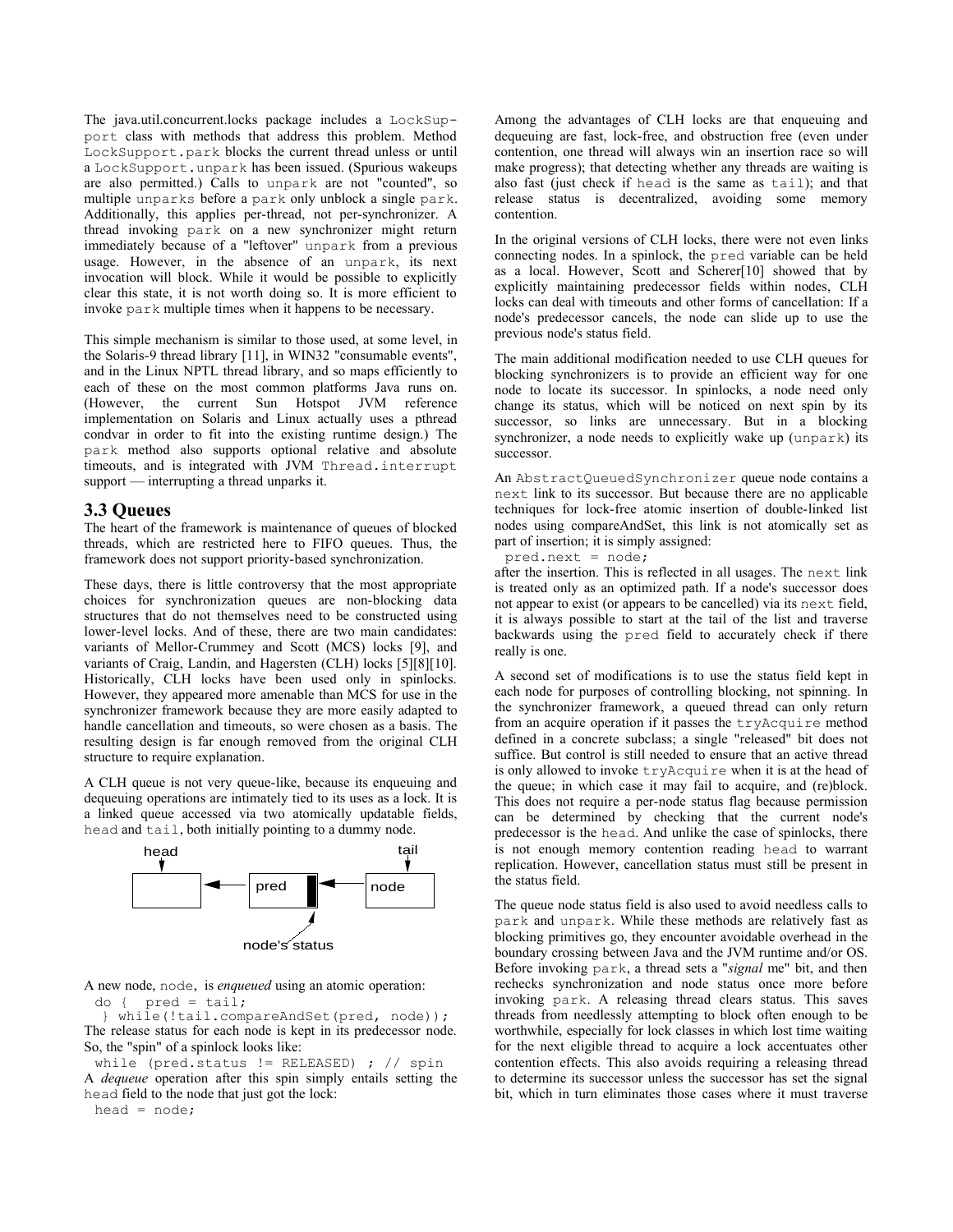The java.util.concurrent.locks package includes a `LockSupport` class with methods that address this problem. Method `LockSupport.park` blocks the current thread unless or until a `LockSupport.unpark` has been issued. (Spurious wakeups are also permitted.) Calls to `unpark` are not "counted", so multiple `unparks` before a `park` only unblock a single `park`. Additionally, this applies per-thread, not per-synchronizer. A thread invoking `park` on a new synchronizer might return immediately because of a "leftover" `unpark` from a previous usage. However, in the absence of an `unpark`, its next invocation will block. While it would be possible to explicitly clear this state, it is not worth doing so. It is more efficient to invoke `park` multiple times when it happens to be necessary.

This simple mechanism is similar to those used, at some level, in the Solaris-9 thread library [11], in WIN32 "consumable events", and in the Linux NPTL thread library, and so maps efficiently to each of these on the most common platforms Java runs on. (However, the current Sun Hotspot JVM reference implementation on Solaris and Linux actually uses a pthread condvar in order to fit into the existing runtime design.) The `park` method also supports optional relative and absolute timeouts, and is integrated with JVM `Thread.interrupt` support — interrupting a thread unparks it.

## 3.3 Queues

The heart of the framework is maintenance of queues of blocked threads, which are restricted here to FIFO queues. Thus, the framework does not support priority-based synchronization.

These days, there is little controversy that the most appropriate choices for synchronization queues are non-blocking data structures that do not themselves need to be constructed using lower-level locks. And of these, there are two main candidates: variants of Mellor-Crummey and Scott (MCS) locks [9], and variants of Craig, Landin, and Hagersten (CLH) locks [5][8][10]. Historically, CLH locks have been used only in spinlocks. However, they appeared more amenable than MCS for use in the synchronizer framework because they are more easily adapted to handle cancellation and timeouts, so were chosen as a basis. The resulting design is far enough removed from the original CLH structure to require explanation.

A CLH queue is not very queue-like, because its enqueuing and dequeuing operations are intimately tied to its uses as a lock. It is a linked queue accessed via two atomically updatable fields, `head` and `tail`, both initially pointing to a dummy node.

```
head                                tail
 |                                   |
 v                                   v
[      ] <---- [ pred  |█] <---- [ node ]
                       |
                 node's status
```

A new node, `node`, is *enqueued* using an atomic operation:

```
do {  pred = tail;
 } while(!tail.compareAndSet(pred, node));
```

The release status for each node is kept in its predecessor node. So, the "spin" of a spinlock looks like:

```
while (pred.status != RELEASED) ; // spin
```

A *dequeue* operation after this spin simply entails setting the `head` field to the node that just got the lock:

```
head = node;
```

Among the advantages of CLH locks are that enqueuing and dequeuing are fast, lock-free, and obstruction free (even under contention, one thread will always win an insertion race so will make progress); that detecting whether any threads are waiting is also fast (just check if `head` is the same as `tail`); and that release status is decentralized, avoiding some memory contention.

In the original versions of CLH locks, there were not even links connecting nodes. In a spinlock, the `pred` variable can be held as a local. However, Scott and Scherer[10] showed that by explicitly maintaining predecessor fields within nodes, CLH locks can deal with timeouts and other forms of cancellation: If a node's predecessor cancels, the node can slide up to use the previous node's status field.

The main additional modification needed to use CLH queues for blocking synchronizers is to provide an efficient way for one node to locate its successor. In spinlocks, a node need only change its status, which will be noticed on next spin by its successor, so links are unnecessary. But in a blocking synchronizer, a node needs to explicitly wake up (`unpark`) its successor.

An `AbstractQueuedSynchronizer` queue node contains a `next` link to its successor. But because there are no applicable techniques for lock-free atomic insertion of double-linked list nodes using compareAndSet, this link is not atomically set as part of insertion; it is simply assigned:

```
pred.next = node;
```

after the insertion. This is reflected in all usages. The `next` link is treated only as an optimized path. If a node's successor does not appear to exist (or appears to be cancelled) via its `next` field, it is always possible to start at the tail of the list and traverse backwards using the `pred` field to accurately check if there really is one.

A second set of modifications is to use the status field kept in each node for purposes of controlling blocking, not spinning. In the synchronizer framework, a queued thread can only return from an acquire operation if it passes the `tryAcquire` method defined in a concrete subclass; a single "released" bit does not suffice. But control is still needed to ensure that an active thread is only allowed to invoke `tryAcquire` when it is at the head of the queue; in which case it may fail to acquire, and (re)block. This does not require a per-node status flag because permission can be determined by checking that the current node's predecessor is the `head`. And unlike the case of spinlocks, there is not enough memory contention reading `head` to warrant replication. However, cancellation status must still be present in the status field.

The queue node status field is also used to avoid needless calls to `park` and `unpark`. While these methods are relatively fast as blocking primitives go, they encounter avoidable overhead in the boundary crossing between Java and the JVM runtime and/or OS. Before invoking `park`, a thread sets a "*signal* me" bit, and then rechecks synchronization and node status once more before invoking `park`. A releasing thread clears status. This saves threads from needlessly attempting to block often enough to be worthwhile, especially for lock classes in which lost time waiting for the next eligible thread to acquire a lock accentuates other contention effects. This also avoids requiring a releasing thread to determine its successor unless the successor has set the signal bit, which in turn eliminates those cases where it must traverse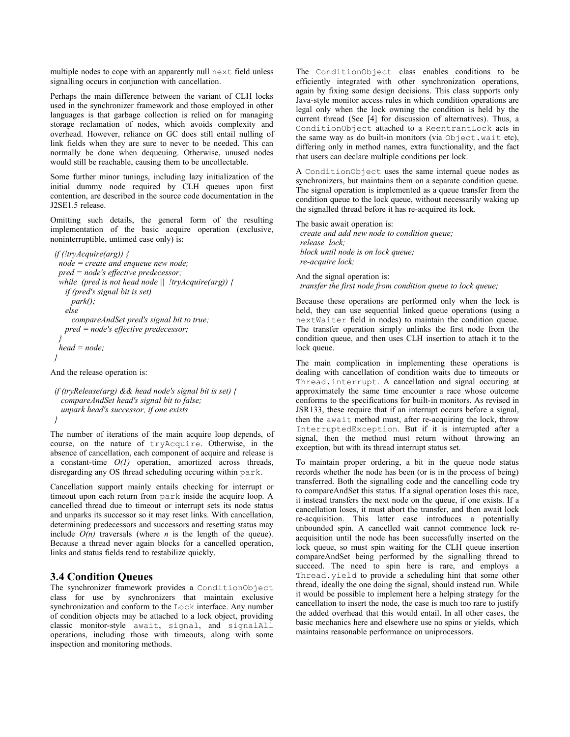multiple nodes to cope with an apparently null `next` field unless signalling occurs in conjunction with cancellation.

Perhaps the main difference between the variant of CLH locks used in the synchronizer framework and those employed in other languages is that garbage collection is relied on for managing storage reclamation of nodes, which avoids complexity and overhead. However, reliance on GC does still entail nulling of link fields when they are sure to never to be needed. This can normally be done when dequeuing. Otherwise, unused nodes would still be reachable, causing them to be uncollectable.

Some further minor tunings, including lazy initialization of the initial dummy node required by CLH queues upon first contention, are described in the source code documentation in the J2SE1.5 release.

Omitting such details, the general form of the resulting implementation of the basic acquire operation (exclusive, noninterruptible, untimed case only) is:

```
if (!tryAcquire(arg)) {
  node = create and enqueue new node;
  pred = node's effective predecessor;
  while  (pred is not head node ||  !tryAcquire(arg)) {
    if (pred's signal bit is set)
      park();
    else
      compareAndSet pred's signal bit to true;
    pred = node's effective predecessor;
  }
  head = node;
}
```

And the release operation is:

```
if (tryRelease(arg) && head node's signal bit is set) {
   compareAndSet head's signal bit to false;
   unpark head's successor, if one exists
}
```

The number of iterations of the main acquire loop depends, of course, on the nature of `tryAcquire`. Otherwise, in the absence of cancellation, each component of acquire and release is a constant-time $O(1)$ operation, amortized across threads, disregarding any OS thread scheduling occuring within `park`.

Cancellation support mainly entails checking for interrupt or timeout upon each return from `park` inside the acquire loop. A cancelled thread due to timeout or interrupt sets its node status and unparks its successor so it may reset links. With cancellation, determining predecessors and successors and resetting status may include $O(n)$ traversals (where $n$ is the length of the queue). Because a thread never again blocks for a cancelled operation, links and status fields tend to restabilize quickly.

### 3.4 Condition Queues

The synchronizer framework provides a `ConditionObject` class for use by synchronizers that maintain exclusive synchronization and conform to the `Lock` interface. Any number of condition objects may be attached to a lock object, providing classic monitor-style `await`, `signal`, and `signalAll` operations, including those with timeouts, along with some inspection and monitoring methods.

The `ConditionObject` class enables conditions to be efficiently integrated with other synchronization operations, again by fixing some design decisions. This class supports only Java-style monitor access rules in which condition operations are legal only when the lock owning the condition is held by the current thread (See [4] for discussion of alternatives). Thus, a `ConditionObject` attached to a `ReentrantLock` acts in the same way as do built-in monitors (via `Object.wait` etc), differing only in method names, extra functionality, and the fact that users can declare multiple conditions per lock.

A `ConditionObject` uses the same internal queue nodes as synchronizers, but maintains them on a separate condition queue. The signal operation is implemented as a queue transfer from the condition queue to the lock queue, without necessarily waking up the signalled thread before it has re-acquired its lock.

The basic await operation is:

```
create and add new node to condition queue;
release  lock;
block until node is on lock queue;
re-acquire lock;
```

And the signal operation is:

```
transfer the first node from condition queue to lock queue;
```

Because these operations are performed only when the lock is held, they can use sequential linked queue operations (using a `nextWaiter` field in nodes) to maintain the condition queue. The transfer operation simply unlinks the first node from the condition queue, and then uses CLH insertion to attach it to the lock queue.

The main complication in implementing these operations is dealing with cancellation of condition waits due to timeouts or `Thread.interrupt`. A cancellation and signal occuring at approximately the same time encounter a race whose outcome conforms to the specifications for built-in monitors. As revised in JSR133, these require that if an interrupt occurs before a signal, then the `await` method must, after re-acquiring the lock, throw `InterruptedException`. But if it is interrupted after a signal, then the method must return without throwing an exception, but with its thread interrupt status set.

To maintain proper ordering, a bit in the queue node status records whether the node has been (or is in the process of being) transferred. Both the signalling code and the cancelling code try to compareAndSet this status. If a signal operation loses this race, it instead transfers the next node on the queue, if one exists. If a cancellation loses, it must abort the transfer, and then await lock re-acquisition. This latter case introduces a potentially unbounded spin. A cancelled wait cannot commence lock re-acquisition until the node has been successfully inserted on the lock queue, so must spin waiting for the CLH queue insertion compareAndSet being performed by the signalling thread to succeed. The need to spin here is rare, and employs a `Thread.yield` to provide a scheduling hint that some other thread, ideally the one doing the signal, should instead run. While it would be possible to implement here a helping strategy for the cancellation to insert the node, the case is much too rare to justify the added overhead that this would entail. In all other cases, the basic mechanics here and elsewhere use no spins or yields, which maintains reasonable performance on uniprocessors.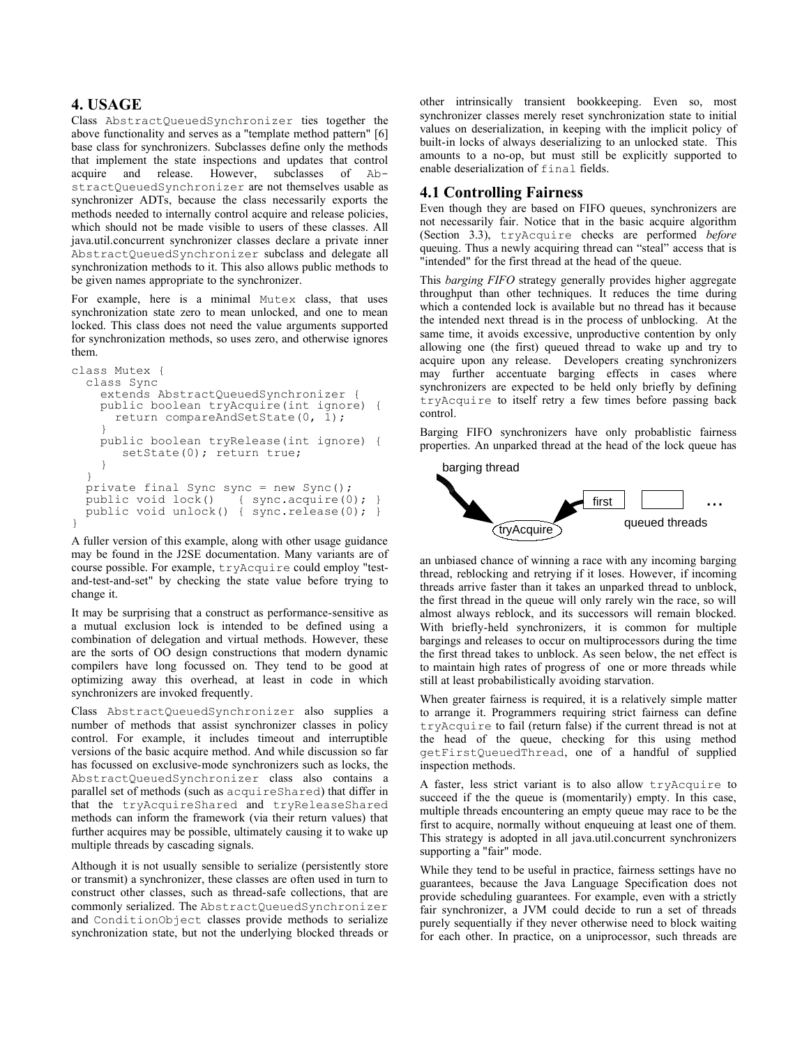## 4. USAGE

Class `AbstractQueuedSynchronizer` ties together the above functionality and serves as a "template method pattern" [6] base class for synchronizers. Subclasses define only the methods that implement the state inspections and updates that control acquire and release. However, subclasses of `AbstractQueuedSynchronizer` are not themselves usable as synchronizer ADTs, because the class necessarily exports the methods needed to internally control acquire and release policies, which should not be made visible to users of these classes. All java.util.concurrent synchronizer classes declare a private inner `AbstractQueuedSynchronizer` subclass and delegate all synchronization methods to it. This also allows public methods to be given names appropriate to the synchronizer.

For example, here is a minimal `Mutex` class, that uses synchronization state zero to mean unlocked, and one to mean locked. This class does not need the value arguments supported for synchronization methods, so uses zero, and otherwise ignores them.

```
class Mutex {
  class Sync
    extends AbstractQueuedSynchronizer {
    public boolean tryAcquire(int ignore) {
      return compareAndSetState(0, 1);
    }
    public boolean tryRelease(int ignore) {
       setState(0); return true;
    }
  }
  private final Sync sync = new Sync();
  public void lock()   { sync.acquire(0); }
  public void unlock() { sync.release(0); }
}
```

A fuller version of this example, along with other usage guidance may be found in the J2SE documentation. Many variants are of course possible. For example, `tryAcquire` could employ "test-and-test-and-set" by checking the state value before trying to change it.

It may be surprising that a construct as performance-sensitive as a mutual exclusion lock is intended to be defined using a combination of delegation and virtual methods. However, these are the sorts of OO design constructions that modern dynamic compilers have long focussed on. They tend to be good at optimizing away this overhead, at least in code in which synchronizers are invoked frequently.

Class `AbstractQueuedSynchronizer` also supplies a number of methods that assist synchronizer classes in policy control. For example, it includes timeout and interruptible versions of the basic acquire method. And while discussion so far has focussed on exclusive-mode synchronizers such as locks, the `AbstractQueuedSynchronizer` class also contains a parallel set of methods (such as `acquireShared`) that differ in that the `tryAcquireShared` and `tryReleaseShared` methods can inform the framework (via their return values) that further acquires may be possible, ultimately causing it to wake up multiple threads by cascading signals.

Although it is not usually sensible to serialize (persistently store or transmit) a synchronizer, these classes are often used in turn to construct other classes, such as thread-safe collections, that are commonly serialized. The `AbstractQueuedSynchronizer` and `ConditionObject` classes provide methods to serialize synchronization state, but not the underlying blocked threads or other intrinsically transient bookkeeping. Even so, most synchronizer classes merely reset synchronization state to initial values on deserialization, in keeping with the implicit policy of built-in locks of always deserializing to an unlocked state. This amounts to a no-op, but must still be explicitly supported to enable deserialization of `final` fields.

### 4.1 Controlling Fairness

Even though they are based on FIFO queues, synchronizers are not necessarily fair. Notice that in the basic acquire algorithm (Section 3.3), `tryAcquire` checks are performed *before* queuing. Thus a newly acquiring thread can "steal" access that is "intended" for the first thread at the head of the queue.

This *barging FIFO* strategy generally provides higher aggregate throughput than other techniques. It reduces the time during which a contended lock is available but no thread has it because the intended next thread is in the process of unblocking. At the same time, it avoids excessive, unproductive contention by only allowing one (the first) queued thread to wake up and try to acquire upon any release. Developers creating synchronizers may further accentuate barging effects in cases where synchronizers are expected to be held only briefly by defining `tryAcquire` to itself retry a few times before passing back control.

Barging FIFO synchronizers have only probablistic fairness properties. An unparked thread at the head of the lock queue has

barging thread

first

...

queued threads

tryAcquire

an unbiased chance of winning a race with any incoming barging thread, reblocking and retrying if it loses. However, if incoming threads arrive faster than it takes an unparked thread to unblock, the first thread in the queue will only rarely win the race, so will almost always reblock, and its successors will remain blocked. With briefly-held synchronizers, it is common for multiple bargings and releases to occur on multiprocessors during the time the first thread takes to unblock. As seen below, the net effect is to maintain high rates of progress of one or more threads while still at least probabilistically avoiding starvation.

When greater fairness is required, it is a relatively simple matter to arrange it. Programmers requiring strict fairness can define `tryAcquire` to fail (return false) if the current thread is not at the head of the queue, checking for this using method `getFirstQueuedThread`, one of a handful of supplied inspection methods.

A faster, less strict variant is to also allow `tryAcquire` to succeed if the the queue is (momentarily) empty. In this case, multiple threads encountering an empty queue may race to be the first to acquire, normally without enqueuing at least one of them. This strategy is adopted in all java.util.concurrent synchronizers supporting a "fair" mode.

While they tend to be useful in practice, fairness settings have no guarantees, because the Java Language Specification does not provide scheduling guarantees. For example, even with a strictly fair synchronizer, a JVM could decide to run a set of threads purely sequentially if they never otherwise need to block waiting for each other. In practice, on a uniprocessor, such threads are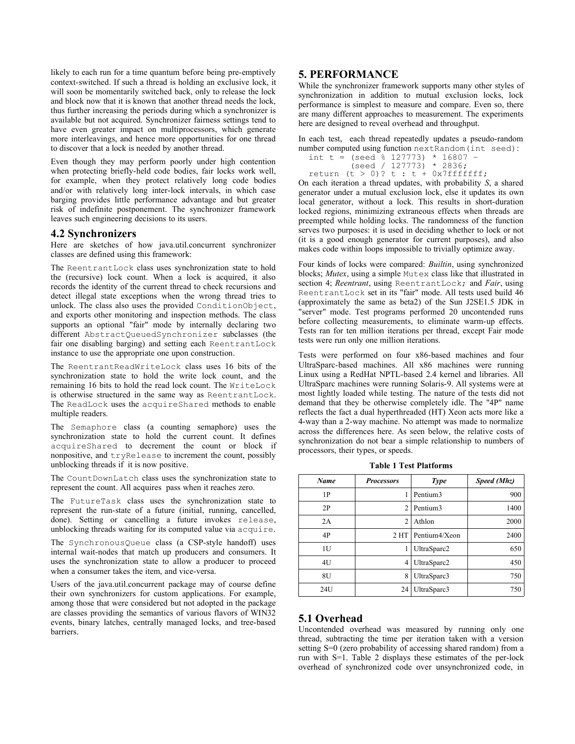likely to each run for a time quantum before being pre-emptively context-switched. If such a thread is holding an exclusive lock, it will soon be momentarily switched back, only to release the lock and block now that it is known that another thread needs the lock, thus further increasing the periods during which a synchronizer is available but not acquired. Synchronizer fairness settings tend to have even greater impact on multiprocessors, which generate more interleavings, and hence more opportunities for one thread to discover that a lock is needed by another thread.

Even though they may perform poorly under high contention when protecting briefly-held code bodies, fair locks work well, for example, when they protect relatively long code bodies and/or with relatively long inter-lock intervals, in which case barging provides little performance advantage and but greater risk of indefinite postponement. The synchronizer framework leaves such engineering decisions to its users.

## 4.2 Synchronizers

Here are sketches of how java.util.concurrent synchronizer classes are defined using this framework:

The `ReentrantLock` class uses synchronization state to hold the (recursive) lock count. When a lock is acquired, it also records the identity of the current thread to check recursions and detect illegal state exceptions when the wrong thread tries to unlock. The class also uses the provided `ConditionObject`, and exports other monitoring and inspection methods. The class supports an optional "fair" mode by internally declaring two different `AbstractQueuedSynchronizer` subclasses (the fair one disabling barging) and setting each `ReentrantLock` instance to use the appropriate one upon construction.

The `ReentrantReadWriteLock` class uses 16 bits of the synchronization state to hold the write lock count, and the remaining 16 bits to hold the read lock count. The `WriteLock` is otherwise structured in the same way as `ReentrantLock`. The `ReadLock` uses the `acquireShared` methods to enable multiple readers.

The `Semaphore` class (a counting semaphore) uses the synchronization state to hold the current count. It defines `acquireShared` to decrement the count or block if nonpositive, and `tryRelease` to increment the count, possibly unblocking threads if it is now positive.

The `CountDownLatch` class uses the synchronization state to represent the count. All acquires pass when it reaches zero.

The `FutureTask` class uses the synchronization state to represent the run-state of a future (initial, running, cancelled, done). Setting or cancelling a future invokes `release`, unblocking threads waiting for its computed value via `acquire`.

The `SynchronousQueue` class (a CSP-style handoff) uses internal wait-nodes that match up producers and consumers. It uses the synchronization state to allow a producer to proceed when a consumer takes the item, and vice-versa.

Users of the java.util.concurrent package may of course define their own synchronizers for custom applications. For example, among those that were considered but not adopted in the package are classes providing the semantics of various flavors of WIN32 events, binary latches, centrally managed locks, and tree-based barriers.

# 5. PERFORMANCE

While the synchronizer framework supports many other styles of synchronization in addition to mutual exclusion locks, lock performance is simplest to measure and compare. Even so, there are many different approaches to measurement. The experiments here are designed to reveal overhead and throughput.

In each test, each thread repeatedly updates a pseudo-random number computed using function `nextRandom(int seed)`:

```
int t = (seed % 127773) * 16807 –
        (seed / 127773) * 2836;
return (t > 0)? t : t + 0x7fffffff;
```

On each iteration a thread updates, with probability *S*, a shared generator under a mutual exclusion lock, else it updates its own local generator, without a lock. This results in short-duration locked regions, minimizing extraneous effects when threads are preempted while holding locks. The randomness of the function serves two purposes: it is used in deciding whether to lock or not (it is a good enough generator for current purposes), and also makes code within loops impossible to trivially optimize away.

Four kinds of locks were compared: *Builtin*, using synchronized blocks; *Mutex*, using a simple `Mutex` class like that illustrated in section 4; *Reentrant*, using `ReentrantLock;` and *Fair*, using `ReentrantLock` set in its "fair" mode. All tests used build 46 (approximately the same as beta2) of the Sun J2SE1.5 JDK in "server" mode. Test programs performed 20 uncontended runs before collecting measurements, to eliminate warm-up effects. Tests ran for ten million iterations per thread, except Fair mode tests were run only one million iterations.

Tests were performed on four x86-based machines and four UltraSparc-based machines. All x86 machines were running Linux using a RedHat NPTL-based 2.4 kernel and libraries. All UltraSparc machines were running Solaris-9. All systems were at most lightly loaded while testing. The nature of the tests did not demand that they be otherwise completely idle. The "4P" name reflects the fact a dual hyperthreaded (HT) Xeon acts more like a 4-way than a 2-way machine. No attempt was made to normalize across the differences here. As seen below, the relative costs of synchronization do not bear a simple relationship to numbers of processors, their types, or speeds.

**Table 1 Test Platforms**

| *Name* | *Processors* | *Type* | *Speed (Mhz)* |
|---|---|---|---|
| 1P | 1 | Pentium3 | 900 |
| 2P | 2 | Pentium3 | 1400 |
| 2A | 2 | Athlon | 2000 |
| 4P | 2 HT | Pentium4/Xeon | 2400 |
| 1U | 1 | UltraSparc2 | 650 |
| 4U | 4 | UltraSparc2 | 450 |
| 8U | 8 | UltraSparc3 | 750 |
| 24U | 24 | UltraSparc3 | 750 |

## 5.1 Overhead

Uncontended overhead was measured by running only one thread, subtracting the time per iteration taken with a version setting S=0 (zero probability of accessing shared random) from a run with S=1. Table 2 displays these estimates of the per-lock overhead of synchronized code over unsynchronized code, in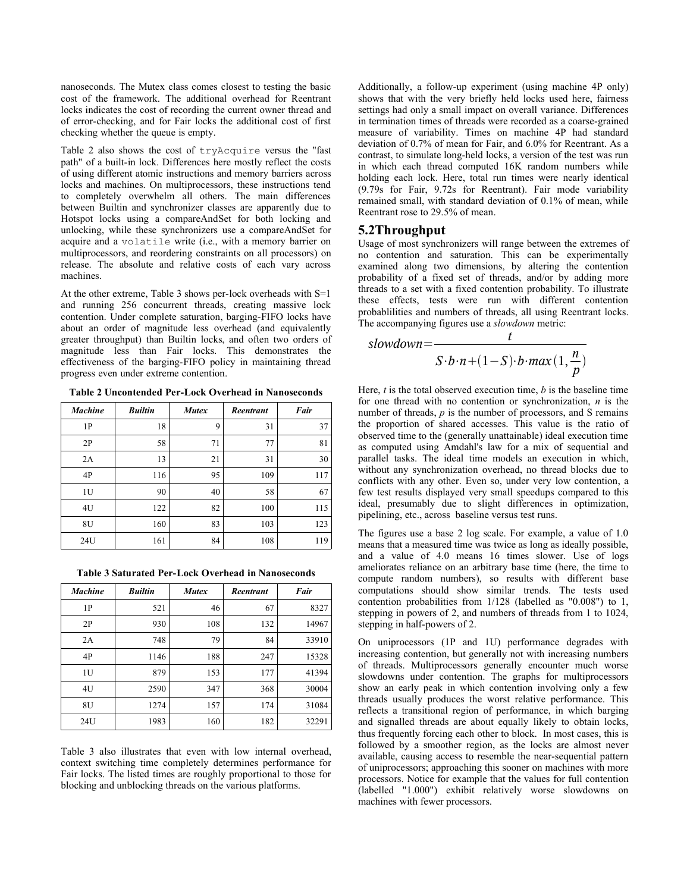nanoseconds. The Mutex class comes closest to testing the basic cost of the framework. The additional overhead for Reentrant locks indicates the cost of recording the current owner thread and of error-checking, and for Fair locks the additional cost of first checking whether the queue is empty.

Table 2 also shows the cost of `tryAcquire` versus the "fast path" of a built-in lock. Differences here mostly reflect the costs of using different atomic instructions and memory barriers across locks and machines. On multiprocessors, these instructions tend to completely overwhelm all others. The main differences between Builtin and synchronizer classes are apparently due to Hotspot locks using a compareAndSet for both locking and unlocking, while these synchronizers use a compareAndSet for acquire and a `volatile` write (i.e., with a memory barrier on multiprocessors, and reordering constraints on all processors) on release. The absolute and relative costs of each vary across machines.

At the other extreme, Table 3 shows per-lock overheads with S=1 and running 256 concurrent threads, creating massive lock contention. Under complete saturation, barging-FIFO locks have about an order of magnitude less overhead (and equivalently greater throughput) than Builtin locks, and often two orders of magnitude less than Fair locks. This demonstrates the effectiveness of the barging-FIFO policy in maintaining thread progress even under extreme contention.

**Table 2 Uncontended Per-Lock Overhead in Nanoseconds**

| *Machine* | *Builtin* | *Mutex* | *Reentrant* | *Fair* |
|---|---|---|---|---|
| 1P | 18 | 9 | 31 | 37 |
| 2P | 58 | 71 | 77 | 81 |
| 2A | 13 | 21 | 31 | 30 |
| 4P | 116 | 95 | 109 | 117 |
| 1U | 90 | 40 | 58 | 67 |
| 4U | 122 | 82 | 100 | 115 |
| 8U | 160 | 83 | 103 | 123 |
| 24U | 161 | 84 | 108 | 119 |

**Table 3 Saturated Per-Lock Overhead in Nanoseconds**

| *Machine* | *Builtin* | *Mutex* | *Reentrant* | *Fair* |
|---|---|---|---|---|
| 1P | 521 | 46 | 67 | 8327 |
| 2P | 930 | 108 | 132 | 14967 |
| 2A | 748 | 79 | 84 | 33910 |
| 4P | 1146 | 188 | 247 | 15328 |
| 1U | 879 | 153 | 177 | 41394 |
| 4U | 2590 | 347 | 368 | 30004 |
| 8U | 1274 | 157 | 174 | 31084 |
| 24U | 1983 | 160 | 182 | 32291 |

Table 3 also illustrates that even with low internal overhead, context switching time completely determines performance for Fair locks. The listed times are roughly proportional to those for blocking and unblocking threads on the various platforms.

Additionally, a follow-up experiment (using machine 4P only) shows that with the very briefly held locks used here, fairness settings had only a small impact on overall variance. Differences in termination times of threads were recorded as a coarse-grained measure of variability. Times on machine 4P had standard deviation of 0.7% of mean for Fair, and 6.0% for Reentrant. As a contrast, to simulate long-held locks, a version of the test was run in which each thread computed 16K random numbers while holding each lock. Here, total run times were nearly identical (9.79s for Fair, 9.72s for Reentrant). Fair mode variability remained small, with standard deviation of 0.1% of mean, while Reentrant rose to 29.5% of mean.

## 5.2 Throughput

Usage of most synchronizers will range between the extremes of no contention and saturation. This can be experimentally examined along two dimensions, by altering the contention probability of a fixed set of threads, and/or by adding more threads to a set with a fixed contention probability. To illustrate these effects, tests were run with different contention probablilities and numbers of threads, all using Reentrant locks. The accompanying figures use a *slowdown* metric:

$$slowdown = \frac{t}{S \cdot b \cdot n + (1-S) \cdot b \cdot max(1, \frac{n}{p})}$$

Here, $t$ is the total observed execution time, $b$ is the baseline time for one thread with no contention or synchronization, $n$ is the number of threads, $p$ is the number of processors, and S remains the proportion of shared accesses. This value is the ratio of observed time to the (generally unattainable) ideal execution time as computed using Amdahl's law for a mix of sequential and parallel tasks. The ideal time models an execution in which, without any synchronization overhead, no thread blocks due to conflicts with any other. Even so, under very low contention, a few test results displayed very small speedups compared to this ideal, presumably due to slight differences in optimization, pipelining, etc., across baseline versus test runs.

The figures use a base 2 log scale. For example, a value of 1.0 means that a measured time was twice as long as ideally possible, and a value of 4.0 means 16 times slower. Use of logs ameliorates reliance on an arbitrary base time (here, the time to compute random numbers), so results with different base computations should show similar trends. The tests used contention probabilities from 1/128 (labelled as "0.008") to 1, stepping in powers of 2, and numbers of threads from 1 to 1024, stepping in half-powers of 2.

On uniprocessors (1P and 1U) performance degrades with increasing contention, but generally not with increasing numbers of threads. Multiprocessors generally encounter much worse slowdowns under contention. The graphs for multiprocessors show an early peak in which contention involving only a few threads usually produces the worst relative performance. This reflects a transitional region of performance, in which barging and signalled threads are about equally likely to obtain locks, thus frequently forcing each other to block. In most cases, this is followed by a smoother region, as the locks are almost never available, causing access to resemble the near-sequential pattern of uniprocessors; approaching this sooner on machines with more processors. Notice for example that the values for full contention (labelled "1.000") exhibit relatively worse slowdowns on machines with fewer processors.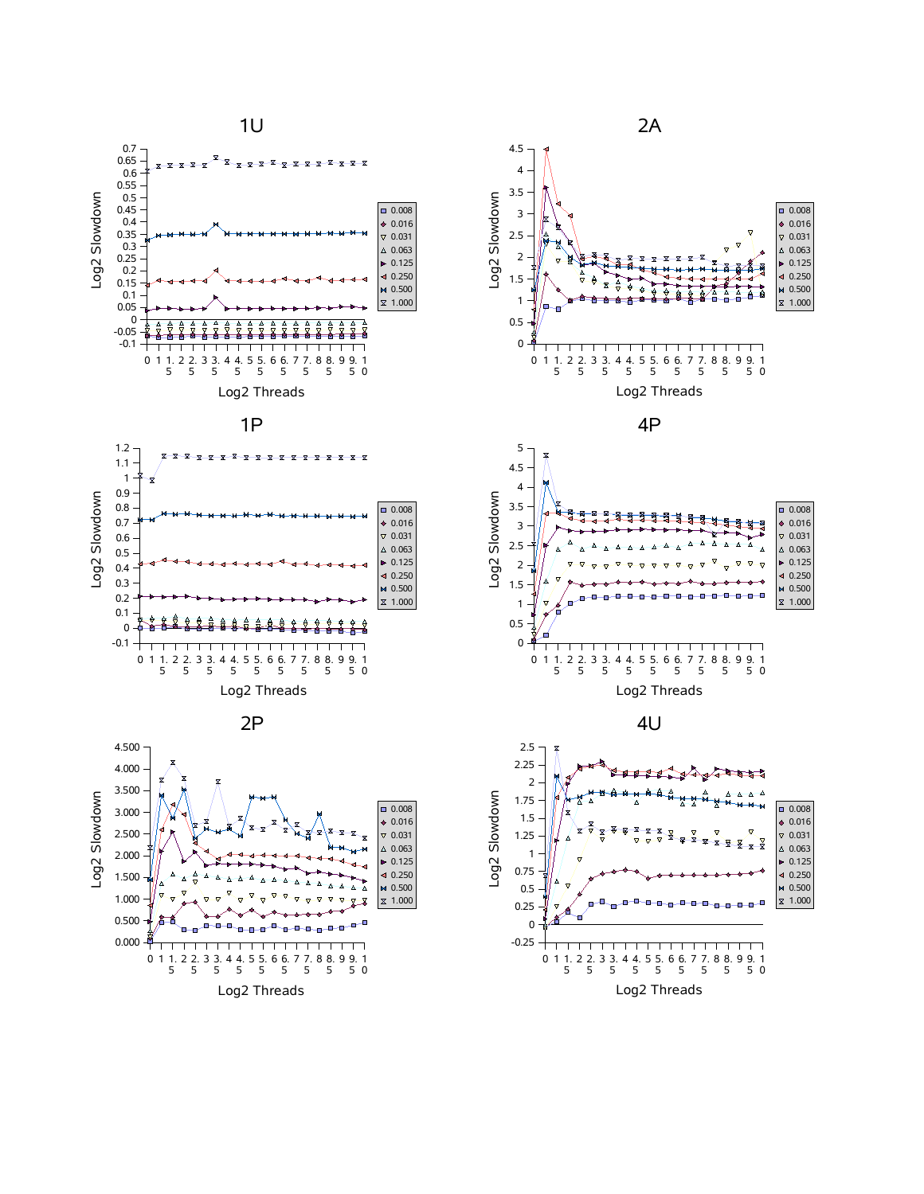### 1U

Log2 Slowdown vs. Log2 Threads

Legend: 0.008, 0.016, 0.031, 0.063, 0.125, 0.250, 0.500, 1.000

### 2A

Log2 Slowdown vs. Log2 Threads

Legend: 0.008, 0.016, 0.031, 0.063, 0.125, 0.250, 0.500, 1.000

### 1P

Log2 Slowdown vs. Log2 Threads

Legend: 0.008, 0.016, 0.031, 0.063, 0.125, 0.250, 0.500, 1.000

### 4P

Log2 Slowdown vs. Log2 Threads

Legend: 0.008, 0.016, 0.031, 0.063, 0.125, 0.250, 0.500, 1.000

### 2P

Log2 Slowdown vs. Log2 Threads

Legend: 0.008, 0.016, 0.031, 0.063, 0.125, 0.250, 0.500, 1.000

### 4U

Log2 Slowdown vs. Log2 Threads

Legend: 0.008, 0.016, 0.031, 0.063, 0.125, 0.250, 0.500, 1.000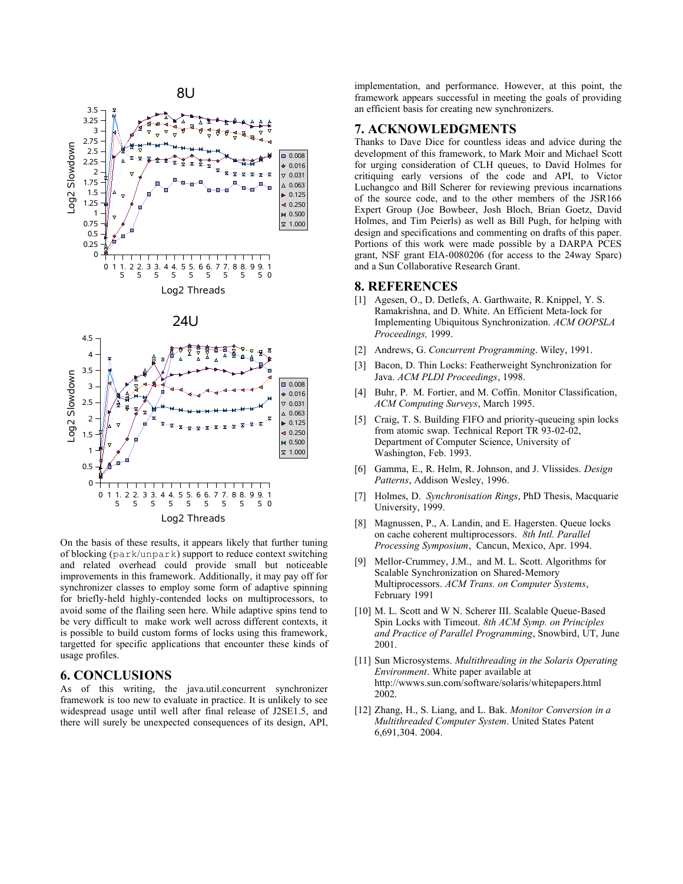8U

3.5
3.25
3
2.75
2.5
2.25
2
1.75
1.5
1.25
1
0.75
0.5
0.25
0

Log2 Slowdown

0 1 1.5 2 2.5 3 3.5 4 4.5 5 5.5 6 6.5 7 7.5 8 8.5 9 9.5 10

Log2 Threads

0.008
0.016
0.031
0.063
0.125
0.250
0.500
1.000

24U

4.5
4
3.5
3
2.5
2
1.5
1
0.5
0

Log2 Slowdown

0 1 1.5 2 2.5 3 3.5 4 4.5 5 5.5 6 6.5 7 7.5 8 8.5 9 9.5 10

Log2 Threads

0.008
0.016
0.031
0.063
0.125
0.250
0.500
1.000

On the basis of these results, it appears likely that further tuning of blocking (`park/unpark`) support to reduce context switching and related overhead could provide small but noticeable improvements in this framework. Additionally, it may pay off for synchronizer classes to employ some form of adaptive spinning for briefly-held highly-contended locks on multiprocessors, to avoid some of the flailing seen here. While adaptive spins tend to be very difficult to make work well across different contexts, it is possible to build custom forms of locks using this framework, targetted for specific applications that encounter these kinds of usage profiles.

## 6. CONCLUSIONS

As of this writing, the java.util.concurrent synchronizer framework is too new to evaluate in practice. It is unlikely to see widespread usage until well after final release of J2SE1.5, and there will surely be unexpected consequences of its design, API, implementation, and performance. However, at this point, the framework appears successful in meeting the goals of providing an efficient basis for creating new synchronizers.

## 7. ACKNOWLEDGMENTS

Thanks to Dave Dice for countless ideas and advice during the development of this framework, to Mark Moir and Michael Scott for urging consideration of CLH queues, to David Holmes for critiquing early versions of the code and API, to Victor Luchangco and Bill Scherer for reviewing previous incarnations of the source code, and to the other members of the JSR166 Expert Group (Joe Bowbeer, Josh Bloch, Brian Goetz, David Holmes, and Tim Peierls) as well as Bill Pugh, for helping with design and specifications and commenting on drafts of this paper. Portions of this work were made possible by a DARPA PCES grant, NSF grant EIA-0080206 (for access to the 24way Sparc) and a Sun Collaborative Research Grant.

## 8. REFERENCES

[1] Agesen, O., D. Detlefs, A. Garthwaite, R. Knippel, Y. S. Ramakrishna, and D. White. An Efficient Meta-lock for Implementing Ubiquitous Synchronization. *ACM OOPSLA Proceedings,* 1999.

[2] Andrews, G. *Concurrent Programming*. Wiley, 1991.

[3] Bacon, D. Thin Locks: Featherweight Synchronization for Java. *ACM PLDI Proceedings*, 1998.

[4] Buhr, P. M. Fortier, and M. Coffin. Monitor Classification, *ACM Computing Surveys*, March 1995.

[5] Craig, T. S. Building FIFO and priority-queueing spin locks from atomic swap. Technical Report TR 93-02-02, Department of Computer Science, University of Washington, Feb. 1993.

[6] Gamma, E., R. Helm, R. Johnson, and J. Vlissides. *Design Patterns*, Addison Wesley, 1996.

[7] Holmes, D. *Synchronisation Rings*, PhD Thesis, Macquarie University, 1999.

[8] Magnussen, P., A. Landin, and E. Hagersten. Queue locks on cache coherent multiprocessors. *8th Intl. Parallel Processing Symposium*, Cancun, Mexico, Apr. 1994.

[9] Mellor-Crummey, J.M., and M. L. Scott. Algorithms for Scalable Synchronization on Shared-Memory Multiprocessors. *ACM Trans. on Computer Systems*, February 1991

[10] M. L. Scott and W N. Scherer III. Scalable Queue-Based Spin Locks with Timeout. *8th ACM Symp. on Principles and Practice of Parallel Programming*, Snowbird, UT, June 2001.

[11] Sun Microsystems. *Multithreading in the Solaris Operating Environment*. White paper available at http://wwws.sun.com/software/solaris/whitepapers.html 2002.

[12] Zhang, H., S. Liang, and L. Bak. *Monitor Conversion in a Multithreaded Computer System*. United States Patent 6,691,304. 2004.